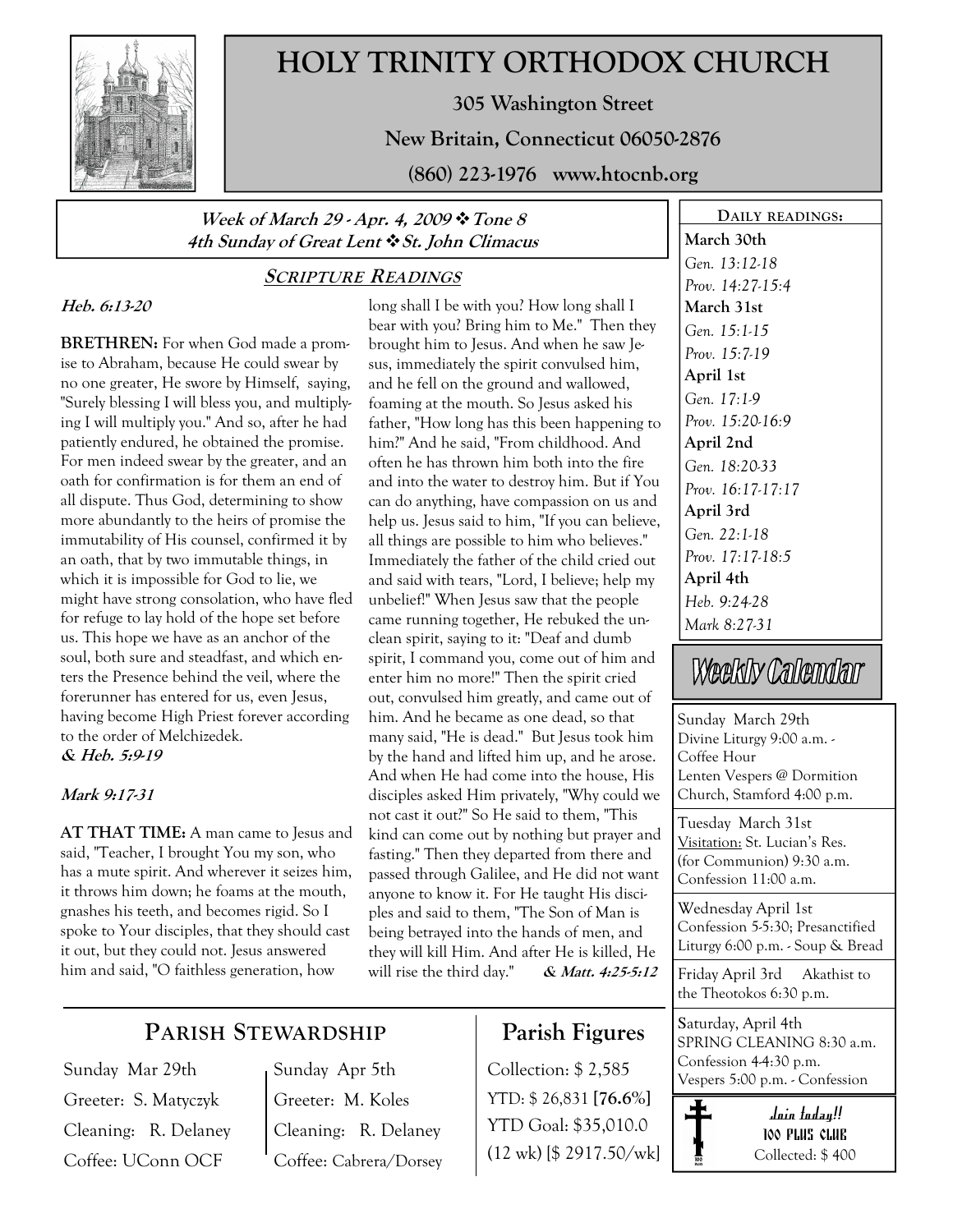# HOLY TRINITY ORTHODOX CHURCH

**305 Washington Street**

**New Britain, Connecticut 06050-2876**

**(860) 223-1976 www.htocnb.org**

***Week of March 29 - Apr. 4, 2009 ❖ Tone 8***
***4th Sunday of Great Lent ❖ St. John Climacus***

## SCRIPTURE READINGS

***Heb. 6:13-20***

**BRETHREN:** For when God made a promise to Abraham, because He could swear by no one greater, He swore by Himself, saying, "Surely blessing I will bless you, and multiplying I will multiply you." And so, after he had patiently endured, he obtained the promise. For men indeed swear by the greater, and an oath for confirmation is for them an end of all dispute. Thus God, determining to show more abundantly to the heirs of promise the immutability of His counsel, confirmed it by an oath, that by two immutable things, in which it is impossible for God to lie, we might have strong consolation, who have fled for refuge to lay hold of the hope set before us. This hope we have as an anchor of the soul, both sure and steadfast, and which enters the Presence behind the veil, where the forerunner has entered for us, even Jesus, having become High Priest forever according to the order of Melchizedek.
***& Heb. 5:9-19***

***Mark 9:17-31***

**AT THAT TIME:** A man came to Jesus and said, "Teacher, I brought You my son, who has a mute spirit. And wherever it seizes him, it throws him down; he foams at the mouth, gnashes his teeth, and becomes rigid. So I spoke to Your disciples, that they should cast it out, but they could not. Jesus answered him and said, "O faithless generation, how long shall I be with you? How long shall I bear with you? Bring him to Me." Then they brought him to Jesus. And when he saw Jesus, immediately the spirit convulsed him, and he fell on the ground and wallowed, foaming at the mouth. So Jesus asked his father, "How long has this been happening to him?" And he said, "From childhood. And often he has thrown him both into the fire and into the water to destroy him. But if You can do anything, have compassion on us and help us. Jesus said to him, "If you can believe, all things are possible to him who believes." Immediately the father of the child cried out and said with tears, "Lord, I believe; help my unbelief!" When Jesus saw that the people came running together, He rebuked the unclean spirit, saying to it: "Deaf and dumb spirit, I command you, come out of him and enter him no more!" Then the spirit cried out, convulsed him greatly, and came out of him. And he became as one dead, so that many said, "He is dead." But Jesus took him by the hand and lifted him up, and he arose. And when He had come into the house, His disciples asked Him privately, "Why could we not cast it out?" So He said to them, "This kind can come out by nothing but prayer and fasting." Then they departed from there and passed through Galilee, and He did not want anyone to know it. For He taught His disciples and said to them, "The Son of Man is being betrayed into the hands of men, and they will kill Him. And after He is killed, He will rise the third day." ***& Matt. 4:25-5:12***

## DAILY READINGS:

**March 30th**
*Gen. 13:12-18*
*Prov. 14:27-15:4*

**March 31st**
*Gen. 15:1-15*
*Prov. 15:7-19*

**April 1st**
*Gen. 17:1-9*
*Prov. 15:20-16:9*

**April 2nd**
*Gen. 18:20-33*
*Prov. 16:17-17:17*

**April 3rd**
*Gen. 22:1-18*
*Prov. 17:17-18:5*

**April 4th**
*Heb. 9:24-28*
*Mark 8:27-31*

## Weekly Calendar

Sunday March 29th
Divine Liturgy 9:00 a.m. - Coffee Hour
Lenten Vespers @ Dormition Church, Stamford 4:00 p.m.

Tuesday March 31st
Visitation: St. Lucian's Res. (for Communion) 9:30 a.m.
Confession 11:00 a.m.

Wednesday April 1st
Confession 5-5:30; Presanctified Liturgy 6:00 p.m. - Soup & Bread

Friday April 3rd Akathist to the Theotokos 6:30 p.m.

Saturday, April 4th
SPRING CLEANING 8:30 a.m.
Confession 4-4:30 p.m.
Vespers 5:00 p.m. - Confession

## PARISH STEWARDSHIP

| Sunday Mar 29th | Sunday Apr 5th |
|---|---|
| Greeter: S. Matyczyk | Greeter: M. Koles |
| Cleaning: R. Delaney | Cleaning: R. Delaney |
| Coffee: UConn OCF | Coffee: Cabrera/Dorsey |

## Parish Figures

Collection: $ 2,585
YTD: $ 26,831 **[76.6%]**
YTD Goal: $35,010.0
(12 wk) [$ 2917.50/wk]

**Join today!!**
**100 PLUS CLUB**
Collected: $ 400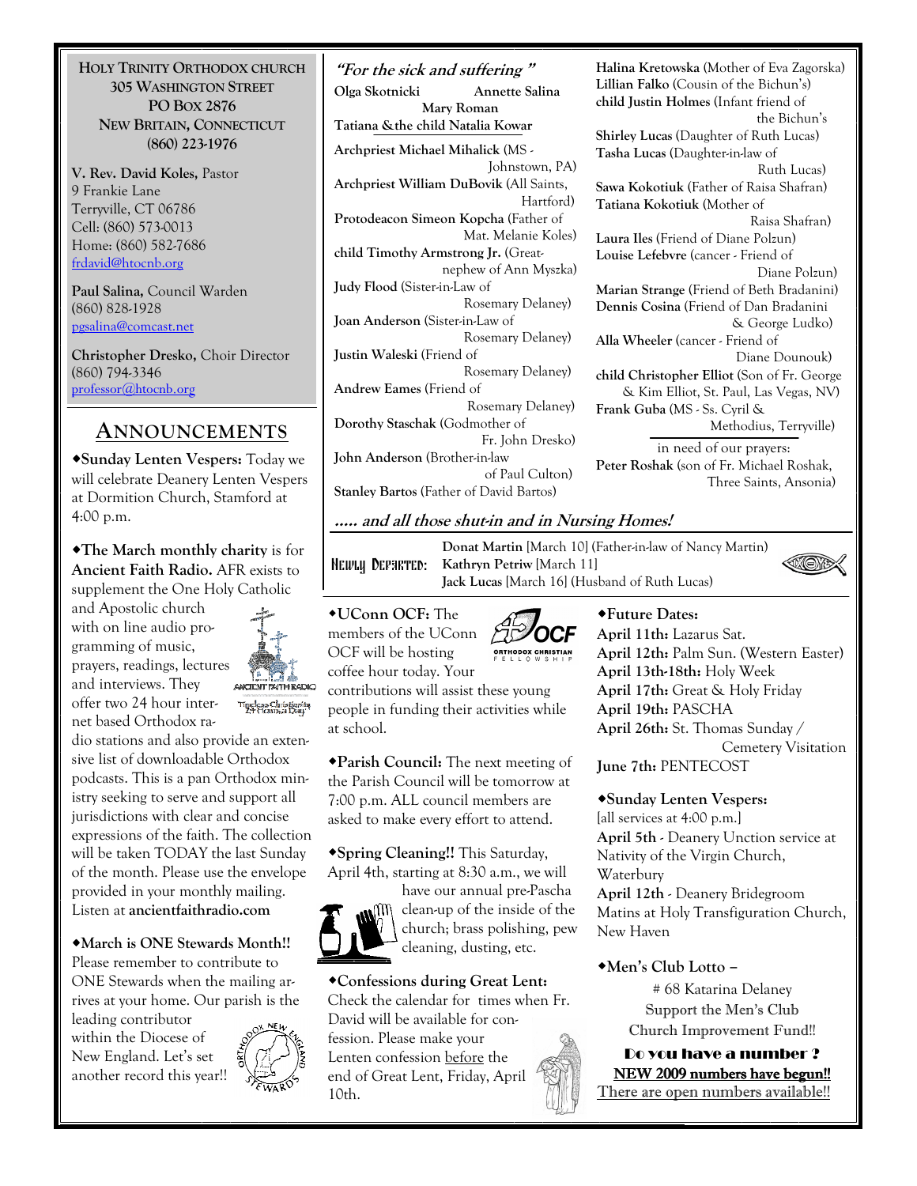**Holy Trinity Orthodox Church**
**305 Washington Street**
**PO Box 2876**
**New Britain, Connecticut**
**(860) 223-1976**

**V. Rev. David Koles,** Pastor
9 Frankie Lane
Terryville, CT 06786
Cell: (860) 573-0013
Home: (860) 582-7686
frdavid@htocnb.org

**Paul Salina,** Council Warden
(860) 828-1928
pgsalina@comcast.net

**Christopher Dresko,** Choir Director
(860) 794-3346
professor@htocnb.org

## Announcements

◆**Sunday Lenten Vespers:** Today we will celebrate Deanery Lenten Vespers at Dormition Church, Stamford at 4:00 p.m.

◆**The March monthly charity** is for **Ancient Faith Radio.** AFR exists to supplement the One Holy Catholic and Apostolic church with on line audio programming of music, prayers, readings, lectures and interviews. They offer two 24 hour internet based Orthodox radio stations and also provide an extensive list of downloadable Orthodox podcasts. This is a pan Orthodox ministry seeking to serve and support all jurisdictions with clear and concise expressions of the faith. The collection will be taken TODAY the last Sunday of the month. Please use the envelope provided in your monthly mailing. Listen at **ancientfaithradio.com**

◆**March is ONE Stewards Month!!** Please remember to contribute to ONE Stewards when the mailing arrives at your home. Our parish is the leading contributor within the Diocese of New England. Let's set another record this year!!

***"For the sick and suffering"***

**Olga Skotnicki** **Annette Salina**
**Mary Roman**
**Tatiana & the child Natalia Kowar**

**Archpriest Michael Mihalick** (MS - Johnstown, PA)
**Archpriest William DuBovik** (All Saints, Hartford)
**Protodeacon Simeon Kopcha** (Father of Mat. Melanie Koles)
**child Timothy Armstrong Jr.** (Great-nephew of Ann Myszka)
**Judy Flood** (Sister-in-Law of Rosemary Delaney)
**Joan Anderson** (Sister-in-Law of Rosemary Delaney)
**Justin Waleski** (Friend of Rosemary Delaney)
**Andrew Eames** (Friend of Rosemary Delaney)
**Dorothy Staschak** (Godmother of Fr. John Dresko)
**John Anderson** (Brother-in-law of Paul Culton)
**Stanley Bartos** (Father of David Bartos)
**Halina Kretowska** (Mother of Eva Zagorska)
**Lillian Falko** (Cousin of the Bichun's)
**child Justin Holmes** (Infant friend of the Bichun's
**Shirley Lucas** (Daughter of Ruth Lucas)
**Tasha Lucas** (Daughter-in-law of Ruth Lucas)
**Sawa Kokotiuk** (Father of Raisa Shafran)
**Tatiana Kokotiuk** (Mother of Raisa Shafran)
**Laura Iles** (Friend of Diane Polzun)
**Louise Lefebvre** (cancer - Friend of Diane Polzun)
**Marian Strange** (Friend of Beth Bradanini)
**Dennis Cosina** (Friend of Dan Bradanini & George Ludko)
**Alla Wheeler** (cancer - Friend of Diane Dounouk)
**child Christopher Elliot** (Son of Fr. George & Kim Elliot, St. Paul, Las Vegas, NV)
**Frank Guba** (MS - Ss. Cyril & Methodius, Terryville)

in need of our prayers:
**Peter Roshak** (son of Fr. Michael Roshak, Three Saints, Ansonia)

***..... and all those shut-in and in Nursing Homes!***

**Newly Departed:**
**Donat Martin** [March 10] (Father-in-law of Nancy Martin)
**Kathryn Petriw** [March 11]
**Jack Lucas** [March 16] (Husband of Ruth Lucas)

◆**UConn OCF:** The members of the UConn OCF will be hosting coffee hour today. Your contributions will assist these young people in funding their activities while at school.

◆**Parish Council:** The next meeting of the Parish Council will be tomorrow at 7:00 p.m. ALL council members are asked to make every effort to attend.

◆**Spring Cleaning!!** This Saturday, April 4th, starting at 8:30 a.m., we will have our annual pre-Pascha clean-up of the inside of the church; brass polishing, pew cleaning, dusting, etc.

◆**Confessions during Great Lent:** Check the calendar for times when Fr. David will be available for confession. Please make your Lenten confession before the end of Great Lent, Friday, April 10th.

◆**Future Dates:**
**April 11th:** Lazarus Sat.
**April 12th:** Palm Sun. (Western Easter)
**April 13th-18th:** Holy Week
**April 17th:** Great & Holy Friday
**April 19th:** PASCHA
**April 26th:** St. Thomas Sunday / Cemetery Visitation
**June 7th:** PENTECOST

◆**Sunday Lenten Vespers:**
[all services at 4:00 p.m.]
**April 5th** - Deanery Unction service at Nativity of the Virgin Church, Waterbury
**April 12th** - Deanery Bridegroom Matins at Holy Transfiguration Church, New Haven

◆**Men's Club Lotto –**
# 68 Katarina Delaney
Support the Men's Club Church Improvement Fund!!
**Do you have a number ?**
**NEW 2009 numbers have begun!!**
There are open numbers available!!